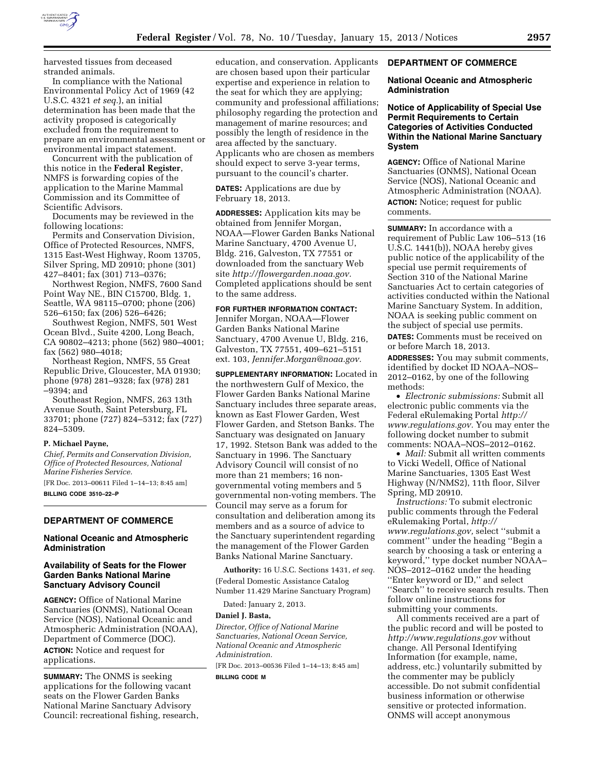harvested tissues from deceased stranded animals.

In compliance with the National Environmental Policy Act of 1969 (42 U.S.C. 4321 *et seq.*), an initial determination has been made that the activity proposed is categorically excluded from the requirement to prepare an environmental assessment or environmental impact statement.

Concurrent with the publication of this notice in the **Federal Register**, NMFS is forwarding copies of the application to the Marine Mammal Commission and its Committee of Scientific Advisors.

Documents may be reviewed in the following locations:

Permits and Conservation Division, Office of Protected Resources, NMFS, 1315 East-West Highway, Room 13705, Silver Spring, MD 20910; phone (301) 427–8401; fax (301) 713–0376;

Northwest Region, NMFS, 7600 Sand Point Way NE., BIN C15700, Bldg. 1, Seattle, WA 98115–0700; phone (206) 526–6150; fax (206) 526–6426;

Southwest Region, NMFS, 501 West Ocean Blvd., Suite 4200, Long Beach, CA 90802–4213; phone (562) 980–4001; fax (562) 980–4018;

Northeast Region, NMFS, 55 Great Republic Drive, Gloucester, MA 01930; phone (978) 281–9328; fax (978) 281–9394; and

Southeast Region, NMFS, 263 13th Avenue South, Saint Petersburg, FL 33701; phone (727) 824–5312; fax (727) 824–5309.

**P. Michael Payne,**

*Chief, Permits and Conservation Division, Office of Protected Resources, National Marine Fisheries Service.*

[FR Doc. 2013–00611 Filed 1–14–13; 8:45 am]

**BILLING CODE 3510–22–P**

## DEPARTMENT OF COMMERCE

### National Oceanic and Atmospheric Administration

### Availability of Seats for the Flower Garden Banks National Marine Sanctuary Advisory Council

**AGENCY:** Office of National Marine Sanctuaries (ONMS), National Ocean Service (NOS), National Oceanic and Atmospheric Administration (NOAA), Department of Commerce (DOC).

**ACTION:** Notice and request for applications.

**SUMMARY:** The ONMS is seeking applications for the following vacant seats on the Flower Garden Banks National Marine Sanctuary Advisory Council: recreational fishing, research, education, and conservation. Applicants are chosen based upon their particular expertise and experience in relation to the seat for which they are applying; community and professional affiliations; philosophy regarding the protection and management of marine resources; and possibly the length of residence in the area affected by the sanctuary. Applicants who are chosen as members should expect to serve 3-year terms, pursuant to the council's charter.

**DATES:** Applications are due by February 18, 2013.

**ADDRESSES:** Application kits may be obtained from Jennifer Morgan, NOAA—Flower Garden Banks National Marine Sanctuary, 4700 Avenue U, Bldg. 216, Galveston, TX 77551 or downloaded from the sanctuary Web site *http://flowergarden.noaa.gov.* Completed applications should be sent to the same address.

**FOR FURTHER INFORMATION CONTACT:** Jennifer Morgan, NOAA—Flower Garden Banks National Marine Sanctuary, 4700 Avenue U, Bldg. 216, Galveston, TX 77551, 409–621–5151 ext. 103, *Jennifer.Morgan@noaa.gov.*

**SUPPLEMENTARY INFORMATION:** Located in the northwestern Gulf of Mexico, the Flower Garden Banks National Marine Sanctuary includes three separate areas, known as East Flower Garden, West Flower Garden, and Stetson Banks. The Sanctuary was designated on January 17, 1992. Stetson Bank was added to the Sanctuary in 1996. The Sanctuary Advisory Council will consist of no more than 21 members; 16 non-governmental voting members and 5 governmental non-voting members. The Council may serve as a forum for consultation and deliberation among its members and as a source of advice to the Sanctuary superintendent regarding the management of the Flower Garden Banks National Marine Sanctuary.

**Authority:** 16 U.S.C. Sections 1431, *et seq.*

(Federal Domestic Assistance Catalog Number 11.429 Marine Sanctuary Program)

Dated: January 2, 2013.

**Daniel J. Basta,**

*Director, Office of National Marine Sanctuaries, National Ocean Service, National Oceanic and Atmospheric Administration.*

[FR Doc. 2013–00536 Filed 1–14–13; 8:45 am]

**BILLING CODE M**

## DEPARTMENT OF COMMERCE

### National Oceanic and Atmospheric Administration

### Notice of Applicability of Special Use Permit Requirements to Certain Categories of Activities Conducted Within the National Marine Sanctuary System

**AGENCY:** Office of National Marine Sanctuaries (ONMS), National Ocean Service (NOS), National Oceanic and Atmospheric Administration (NOAA).

**ACTION:** Notice; request for public comments.

**SUMMARY:** In accordance with a requirement of Public Law 106–513 (16 U.S.C. 1441(b)), NOAA hereby gives public notice of the applicability of the special use permit requirements of Section 310 of the National Marine Sanctuaries Act to certain categories of activities conducted within the National Marine Sanctuary System. In addition, NOAA is seeking public comment on the subject of special use permits.

**DATES:** Comments must be received on or before March 18, 2013.

**ADDRESSES:** You may submit comments, identified by docket ID NOAA–NOS–2012–0162, by one of the following methods:

- *Electronic submissions:* Submit all electronic public comments via the Federal eRulemaking Portal *http://www.regulations.gov.* You may enter the following docket number to submit comments: NOAA–NOS–2012–0162.
- *Mail:* Submit all written comments to Vicki Wedell, Office of National Marine Sanctuaries, 1305 East West Highway (N/NMS2), 11th floor, Silver Spring, MD 20910.

*Instructions:* To submit electronic public comments through the Federal eRulemaking Portal, *http://www.regulations.gov,* select ''submit a comment'' under the heading ''Begin a search by choosing a task or entering a keyword,'' type docket number NOAA–NOS–2012–0162 under the heading ''Enter keyword or ID,'' and select ''Search'' to receive search results. Then follow online instructions for submitting your comments.

All comments received are a part of the public record and will be posted to *http://www.regulations.gov* without change. All Personal Identifying Information (for example, name, address, etc.) voluntarily submitted by the commenter may be publicly accessible. Do not submit confidential business information or otherwise sensitive or protected information. ONMS will accept anonymous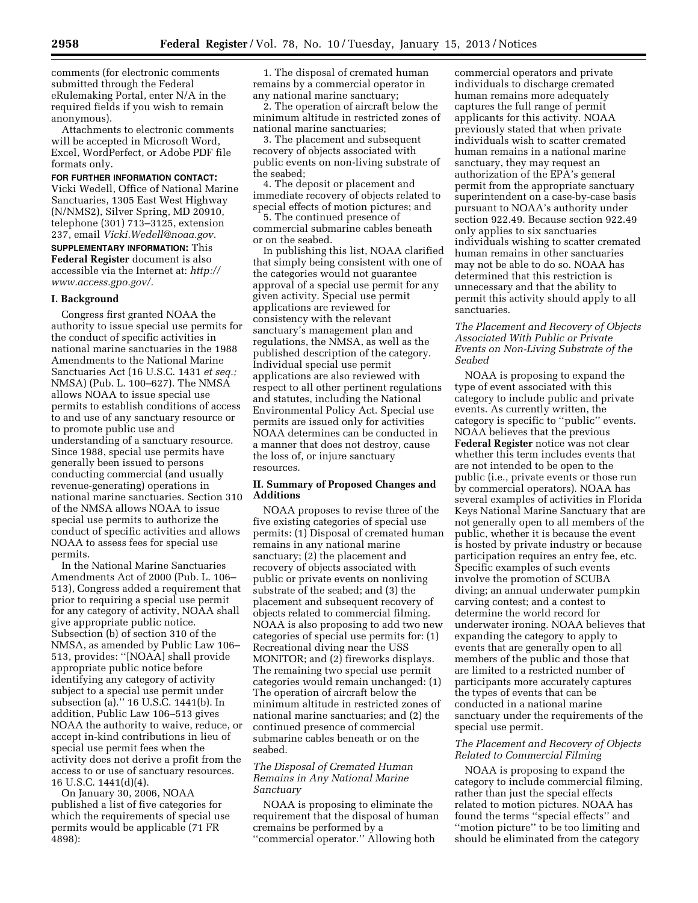comments (for electronic comments submitted through the Federal eRulemaking Portal, enter N/A in the required fields if you wish to remain anonymous).

Attachments to electronic comments will be accepted in Microsoft Word, Excel, WordPerfect, or Adobe PDF file formats only.

**FOR FURTHER INFORMATION CONTACT:** Vicki Wedell, Office of National Marine Sanctuaries, 1305 East West Highway (N/NMS2), Silver Spring, MD 20910, telephone (301) 713–3125, extension 237, email *Vicki.Wedell@noaa.gov.*

**SUPPLEMENTARY INFORMATION:** This **Federal Register** document is also accessible via the Internet at: *http://www.access.gpo.gov/.*

## I. Background

Congress first granted NOAA the authority to issue special use permits for the conduct of specific activities in national marine sanctuaries in the 1988 Amendments to the National Marine Sanctuaries Act (16 U.S.C. 1431 *et seq.;* NMSA) (Pub. L. 100–627). The NMSA allows NOAA to issue special use permits to establish conditions of access to and use of any sanctuary resource or to promote public use and understanding of a sanctuary resource. Since 1988, special use permits have generally been issued to persons conducting commercial (and usually revenue-generating) operations in national marine sanctuaries. Section 310 of the NMSA allows NOAA to issue special use permits to authorize the conduct of specific activities and allows NOAA to assess fees for special use permits.

In the National Marine Sanctuaries Amendments Act of 2000 (Pub. L. 106–513), Congress added a requirement that prior to requiring a special use permit for any category of activity, NOAA shall give appropriate public notice. Subsection (b) of section 310 of the NMSA, as amended by Public Law 106–513, provides: ''[NOAA] shall provide appropriate public notice before identifying any category of activity subject to a special use permit under subsection (a).'' 16 U.S.C. 1441(b). In addition, Public Law 106–513 gives NOAA the authority to waive, reduce, or accept in-kind contributions in lieu of special use permit fees when the activity does not derive a profit from the access to or use of sanctuary resources. 16 U.S.C. 1441(d)(4).

On January 30, 2006, NOAA published a list of five categories for which the requirements of special use permits would be applicable (71 FR 4898):

1. The disposal of cremated human remains by a commercial operator in any national marine sanctuary;
2. The operation of aircraft below the minimum altitude in restricted zones of national marine sanctuaries;
3. The placement and subsequent recovery of objects associated with public events on non-living substrate of the seabed;
4. The deposit or placement and immediate recovery of objects related to special effects of motion pictures; and
5. The continued presence of commercial submarine cables beneath or on the seabed.

In publishing this list, NOAA clarified that simply being consistent with one of the categories would not guarantee approval of a special use permit for any given activity. Special use permit applications are reviewed for consistency with the relevant sanctuary's management plan and regulations, the NMSA, as well as the published description of the category. Individual special use permit applications are also reviewed with respect to all other pertinent regulations and statutes, including the National Environmental Policy Act. Special use permits are issued only for activities NOAA determines can be conducted in a manner that does not destroy, cause the loss of, or injure sanctuary resources.

## II. Summary of Proposed Changes and Additions

NOAA proposes to revise three of the five existing categories of special use permits: (1) Disposal of cremated human remains in any national marine sanctuary; (2) the placement and recovery of objects associated with public or private events on nonliving substrate of the seabed; and (3) the placement and subsequent recovery of objects related to commercial filming. NOAA is also proposing to add two new categories of special use permits for: (1) Recreational diving near the USS MONITOR; and (2) fireworks displays. The remaining two special use permit categories would remain unchanged: (1) The operation of aircraft below the minimum altitude in restricted zones of national marine sanctuaries; and (2) the continued presence of commercial submarine cables beneath or on the seabed.

### *The Disposal of Cremated Human Remains in Any National Marine Sanctuary*

NOAA is proposing to eliminate the requirement that the disposal of human cremains be performed by a ''commercial operator.'' Allowing both commercial operators and private individuals to discharge cremated human remains more adequately captures the full range of permit applicants for this activity. NOAA previously stated that when private individuals wish to scatter cremated human remains in a national marine sanctuary, they may request an authorization of the EPA's general permit from the appropriate sanctuary superintendent on a case-by-case basis pursuant to NOAA's authority under section 922.49. Because section 922.49 only applies to six sanctuaries individuals wishing to scatter cremated human remains in other sanctuaries may not be able to do so. NOAA has determined that this restriction is unnecessary and that the ability to permit this activity should apply to all sanctuaries.

### *The Placement and Recovery of Objects Associated With Public or Private Events on Non-Living Substrate of the Seabed*

NOAA is proposing to expand the type of event associated with this category to include public and private events. As currently written, the category is specific to ''public'' events. NOAA believes that the previous **Federal Register** notice was not clear whether this term includes events that are not intended to be open to the public (i.e., private events or those run by commercial operators). NOAA has several examples of activities in Florida Keys National Marine Sanctuary that are not generally open to all members of the public, whether it is because the event is hosted by private industry or because participation requires an entry fee, etc. Specific examples of such events involve the promotion of SCUBA diving; an annual underwater pumpkin carving contest; and a contest to determine the world record for underwater ironing. NOAA believes that expanding the category to apply to events that are generally open to all members of the public and those that are limited to a restricted number of participants more accurately captures the types of events that can be conducted in a national marine sanctuary under the requirements of the special use permit.

### *The Placement and Recovery of Objects Related to Commercial Filming*

NOAA is proposing to expand the category to include commercial filming, rather than just the special effects related to motion pictures. NOAA has found the terms ''special effects'' and ''motion picture'' to be too limiting and should be eliminated from the category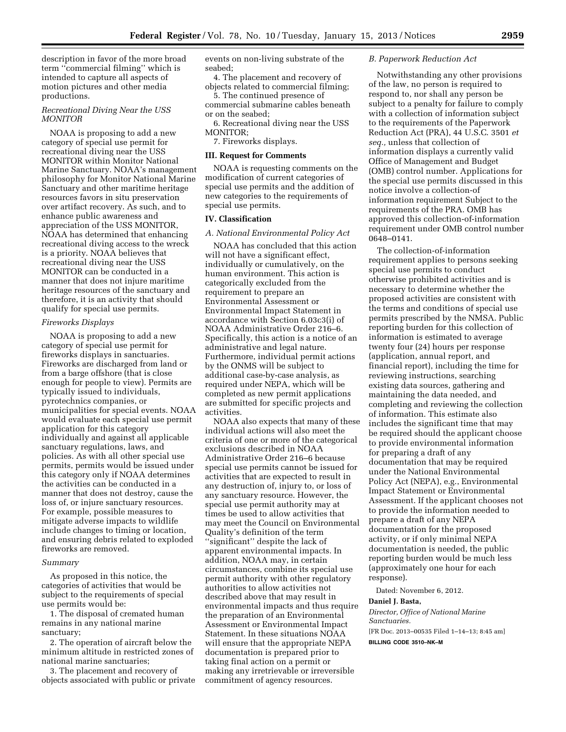description in favor of the more broad term ''commercial filming'' which is intended to capture all aspects of motion pictures and other media productions.

*Recreational Diving Near the USS MONITOR*

NOAA is proposing to add a new category of special use permit for recreational diving near the USS MONITOR within Monitor National Marine Sanctuary. NOAA's management philosophy for Monitor National Marine Sanctuary and other maritime heritage resources favors in situ preservation over artifact recovery. As such, and to enhance public awareness and appreciation of the USS MONITOR, NOAA has determined that enhancing recreational diving access to the wreck is a priority. NOAA believes that recreational diving near the USS MONITOR can be conducted in a manner that does not injure maritime heritage resources of the sanctuary and therefore, it is an activity that should qualify for special use permits.

*Fireworks Displays*

NOAA is proposing to add a new category of special use permit for fireworks displays in sanctuaries. Fireworks are discharged from land or from a barge offshore (that is close enough for people to view). Permits are typically issued to individuals, pyrotechnics companies, or municipalities for special events. NOAA would evaluate each special use permit application for this category individually and against all applicable sanctuary regulations, laws, and policies. As with all other special use permits, permits would be issued under this category only if NOAA determines the activities can be conducted in a manner that does not destroy, cause the loss of, or injure sanctuary resources. For example, possible measures to mitigate adverse impacts to wildlife include changes to timing or location, and ensuring debris related to exploded fireworks are removed.

*Summary*

As proposed in this notice, the categories of activities that would be subject to the requirements of special use permits would be:

1. The disposal of cremated human remains in any national marine sanctuary;
2. The operation of aircraft below the minimum altitude in restricted zones of national marine sanctuaries;
3. The placement and recovery of objects associated with public or private events on non-living substrate of the seabed;
4. The placement and recovery of objects related to commercial filming;
5. The continued presence of commercial submarine cables beneath or on the seabed;
6. Recreational diving near the USS MONITOR;
7. Fireworks displays.

## III. Request for Comments

NOAA is requesting comments on the modification of current categories of special use permits and the addition of new categories to the requirements of special use permits.

## IV. Classification

*A. National Environmental Policy Act*

NOAA has concluded that this action will not have a significant effect, individually or cumulatively, on the human environment. This action is categorically excluded from the requirement to prepare an Environmental Assessment or Environmental Impact Statement in accordance with Section 6.03c3(i) of NOAA Administrative Order 216–6. Specifically, this action is a notice of an administrative and legal nature. Furthermore, individual permit actions by the ONMS will be subject to additional case-by-case analysis, as required under NEPA, which will be completed as new permit applications are submitted for specific projects and activities.

NOAA also expects that many of these individual actions will also meet the criteria of one or more of the categorical exclusions described in NOAA Administrative Order 216–6 because special use permits cannot be issued for activities that are expected to result in any destruction of, injury to, or loss of any sanctuary resource. However, the special use permit authority may at times be used to allow activities that may meet the Council on Environmental Quality's definition of the term ''significant'' despite the lack of apparent environmental impacts. In addition, NOAA may, in certain circumstances, combine its special use permit authority with other regulatory authorities to allow activities not described above that may result in environmental impacts and thus require the preparation of an Environmental Assessment or Environmental Impact Statement. In these situations NOAA will ensure that the appropriate NEPA documentation is prepared prior to taking final action on a permit or making any irretrievable or irreversible commitment of agency resources.

*B. Paperwork Reduction Act*

Notwithstanding any other provisions of the law, no person is required to respond to, nor shall any person be subject to a penalty for failure to comply with a collection of information subject to the requirements of the Paperwork Reduction Act (PRA), 44 U.S.C. 3501 *et seq.,* unless that collection of information displays a currently valid Office of Management and Budget (OMB) control number. Applications for the special use permits discussed in this notice involve a collection-of-information requirement Subject to the requirements of the PRA. OMB has approved this collection-of-information requirement under OMB control number 0648–0141.

The collection-of-information requirement applies to persons seeking special use permits to conduct otherwise prohibited activities and is necessary to determine whether the proposed activities are consistent with the terms and conditions of special use permits prescribed by the NMSA. Public reporting burden for this collection of information is estimated to average twenty four (24) hours per response (application, annual report, and financial report), including the time for reviewing instructions, searching existing data sources, gathering and maintaining the data needed, and completing and reviewing the collection of information. This estimate also includes the significant time that may be required should the applicant choose to provide environmental information for preparing a draft of any documentation that may be required under the National Environmental Policy Act (NEPA), e.g., Environmental Impact Statement or Environmental Assessment. If the applicant chooses not to provide the information needed to prepare a draft of any NEPA documentation for the proposed activity, or if only minimal NEPA documentation is needed, the public reporting burden would be much less (approximately one hour for each response).

Dated: November 6, 2012.

**Daniel J. Basta,**

*Director, Office of National Marine Sanctuaries.*

[FR Doc. 2013–00535 Filed 1–14–13; 8:45 am]

**BILLING CODE 3510–NK–M**